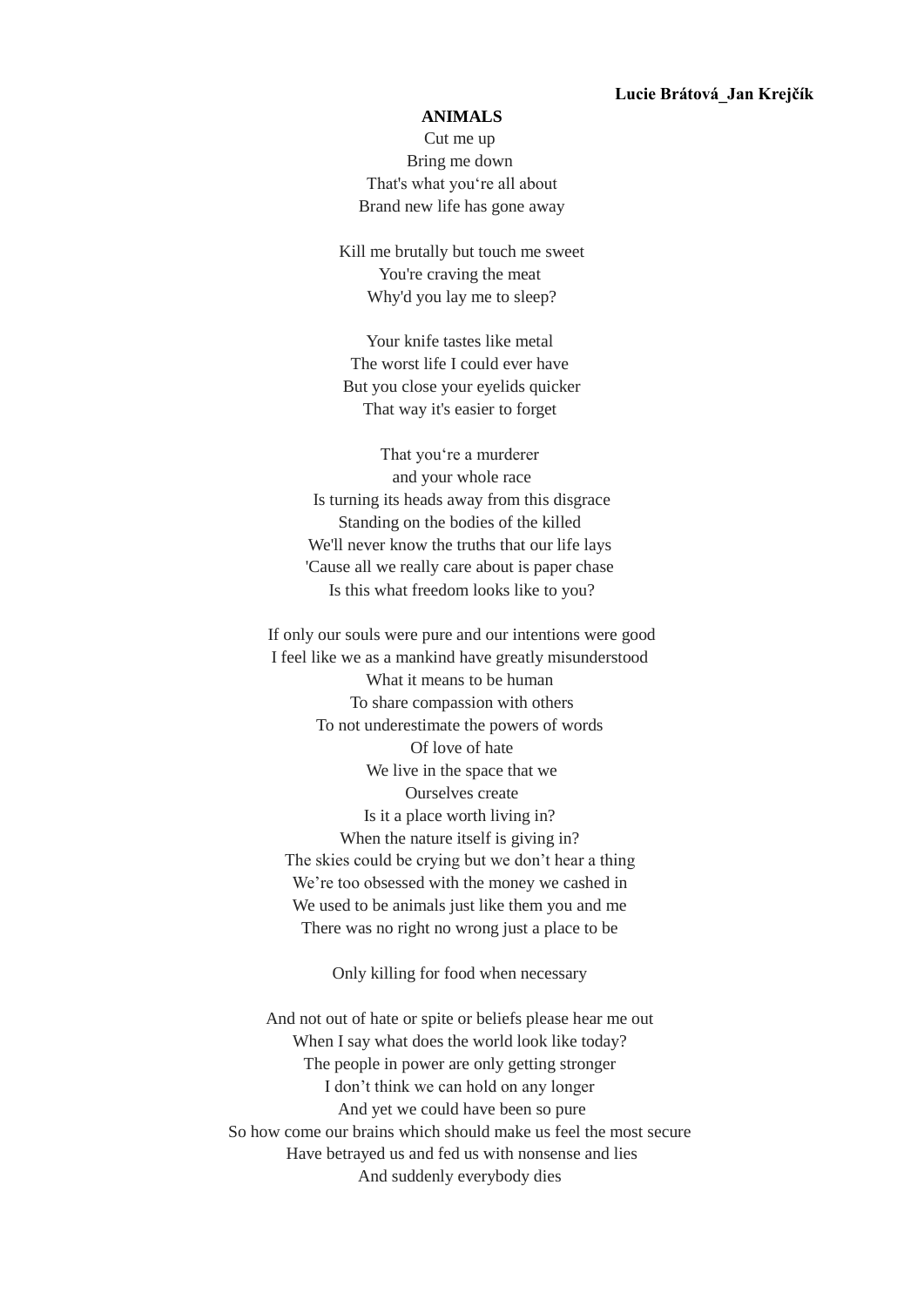**Lucie Brátová_Jan Krejčík**

# ANIMALS

Cut me up
Bring me down
That's what you‘re all about
Brand new life has gone away

Kill me brutally but touch me sweet
You're craving the meat
Why'd you lay me to sleep?

Your knife tastes like metal
The worst life I could ever have
But you close your eyelids quicker
That way it's easier to forget

That you‘re a murderer
and your whole race
Is turning its heads away from this disgrace
Standing on the bodies of the killed
We'll never know the truths that our life lays
'Cause all we really care about is paper chase
Is this what freedom looks like to you?

If only our souls were pure and our intentions were good
I feel like we as a mankind have greatly misunderstood
What it means to be human
To share compassion with others
To not underestimate the powers of words
Of love of hate
We live in the space that we
Ourselves create
Is it a place worth living in?
When the nature itself is giving in?
The skies could be crying but we don’t hear a thing
We’re too obsessed with the money we cashed in
We used to be animals just like them you and me
There was no right no wrong just a place to be

Only killing for food when necessary

And not out of hate or spite or beliefs please hear me out
When I say what does the world look like today?
The people in power are only getting stronger
I don’t think we can hold on any longer
And yet we could have been so pure
So how come our brains which should make us feel the most secure
Have betrayed us and fed us with nonsense and lies
And suddenly everybody dies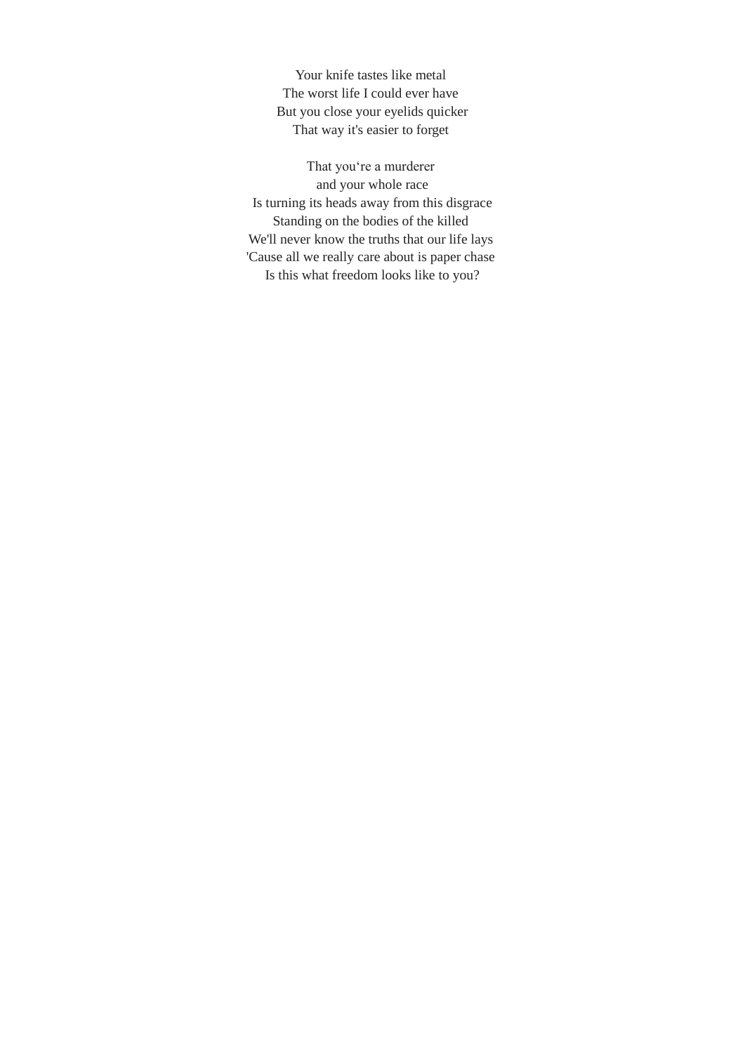Your knife tastes like metal  
The worst life I could ever have  
But you close your eyelids quicker  
That way it's easier to forget

That you‘re a murderer  
and your whole race  
Is turning its heads away from this disgrace  
Standing on the bodies of the killed  
We'll never know the truths that our life lays  
'Cause all we really care about is paper chase  
Is this what freedom looks like to you?